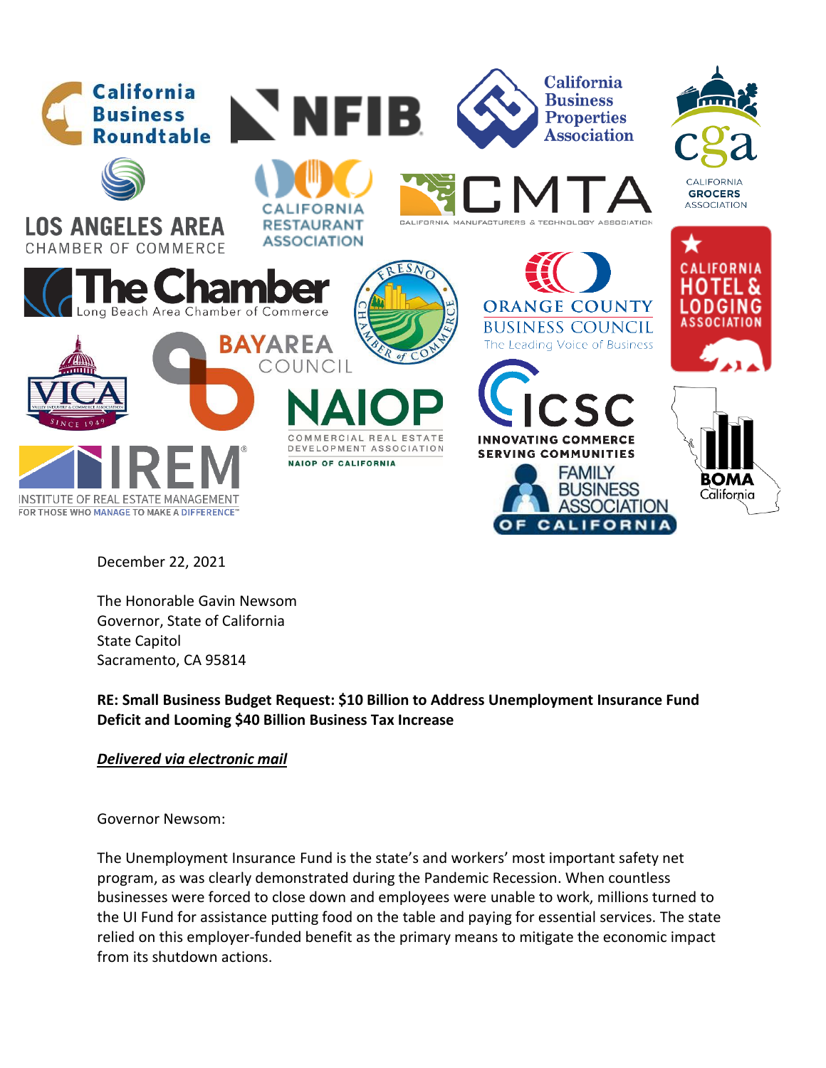California Business Roundtable | NFIB | California Business Properties Association | California Grocers Association | Los Angeles Area Chamber of Commerce | California Restaurant Association | CMTA California Manufacturers & Technology Association | The Chamber Long Beach Area Chamber of Commerce | Fresno Chamber of Commerce | Orange County Business Council The Leading Voice of Business | California Hotel & Lodging Association | VICA Valley Industry & Commerce Association Since 1949 | Bay Area Council | NAIOP Commercial Real Estate Development Association NAIOP of California | ICSC Innovating Commerce Serving Communities | IREM Institute of Real Estate Management For Those Who Manage to Make a Difference | Family Business Association of California | BOMA California

December 22, 2021

The Honorable Gavin Newsom
Governor, State of California
State Capitol
Sacramento, CA 95814

**RE: Small Business Budget Request: $10 Billion to Address Unemployment Insurance Fund Deficit and Looming $40 Billion Business Tax Increase**

***Delivered via electronic mail***

Governor Newsom:

The Unemployment Insurance Fund is the state's and workers' most important safety net program, as was clearly demonstrated during the Pandemic Recession. When countless businesses were forced to close down and employees were unable to work, millions turned to the UI Fund for assistance putting food on the table and paying for essential services. The state relied on this employer-funded benefit as the primary means to mitigate the economic impact from its shutdown actions.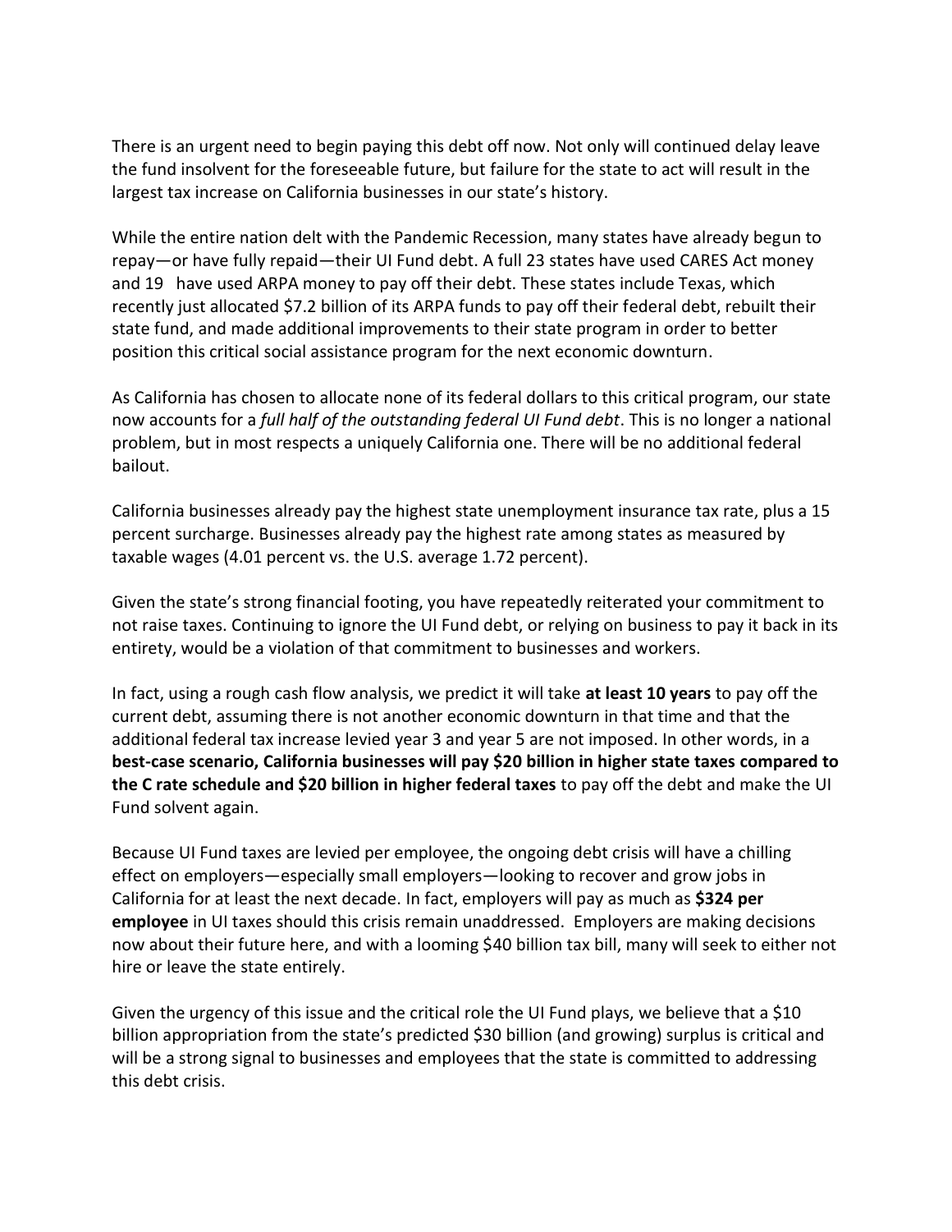There is an urgent need to begin paying this debt off now. Not only will continued delay leave the fund insolvent for the foreseeable future, but failure for the state to act will result in the largest tax increase on California businesses in our state's history.

While the entire nation delt with the Pandemic Recession, many states have already begun to repay—or have fully repaid—their UI Fund debt. A full 23 states have used CARES Act money and 19 have used ARPA money to pay off their debt. These states include Texas, which recently just allocated $7.2 billion of its ARPA funds to pay off their federal debt, rebuilt their state fund, and made additional improvements to their state program in order to better position this critical social assistance program for the next economic downturn.

As California has chosen to allocate none of its federal dollars to this critical program, our state now accounts for a *full half of the outstanding federal UI Fund debt*. This is no longer a national problem, but in most respects a uniquely California one. There will be no additional federal bailout.

California businesses already pay the highest state unemployment insurance tax rate, plus a 15 percent surcharge. Businesses already pay the highest rate among states as measured by taxable wages (4.01 percent vs. the U.S. average 1.72 percent).

Given the state's strong financial footing, you have repeatedly reiterated your commitment to not raise taxes. Continuing to ignore the UI Fund debt, or relying on business to pay it back in its entirety, would be a violation of that commitment to businesses and workers.

In fact, using a rough cash flow analysis, we predict it will take **at least 10 years** to pay off the current debt, assuming there is not another economic downturn in that time and that the additional federal tax increase levied year 3 and year 5 are not imposed. In other words, in a **best-case scenario, California businesses will pay $20 billion in higher state taxes compared to the C rate schedule and $20 billion in higher federal taxes** to pay off the debt and make the UI Fund solvent again.

Because UI Fund taxes are levied per employee, the ongoing debt crisis will have a chilling effect on employers—especially small employers—looking to recover and grow jobs in California for at least the next decade. In fact, employers will pay as much as **$324 per employee** in UI taxes should this crisis remain unaddressed. Employers are making decisions now about their future here, and with a looming $40 billion tax bill, many will seek to either not hire or leave the state entirely.

Given the urgency of this issue and the critical role the UI Fund plays, we believe that a $10 billion appropriation from the state's predicted $30 billion (and growing) surplus is critical and will be a strong signal to businesses and employees that the state is committed to addressing this debt crisis.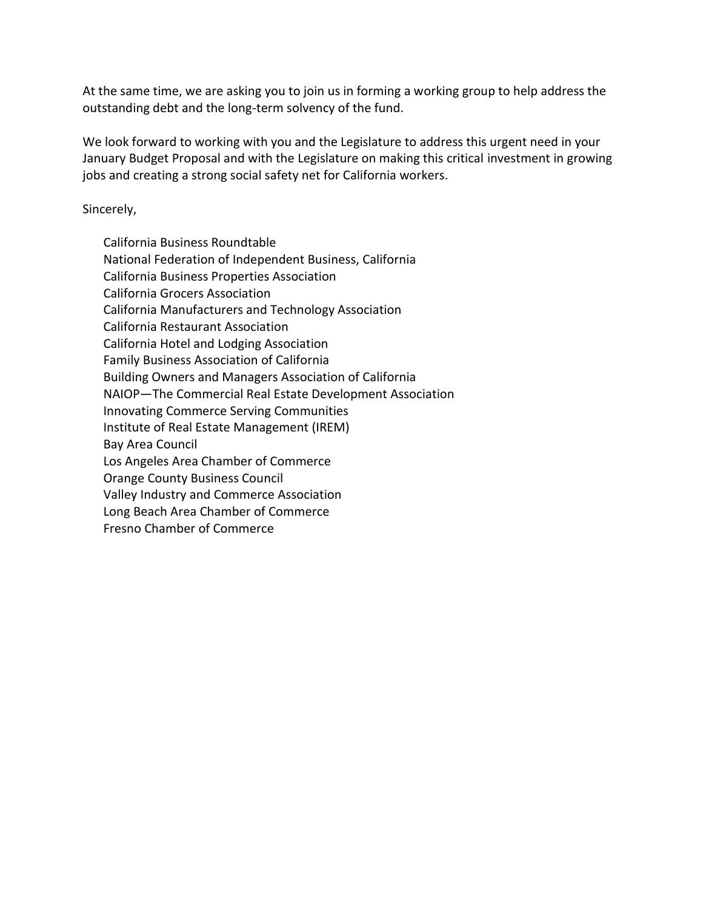At the same time, we are asking you to join us in forming a working group to help address the outstanding debt and the long-term solvency of the fund.

We look forward to working with you and the Legislature to address this urgent need in your January Budget Proposal and with the Legislature on making this critical investment in growing jobs and creating a strong social safety net for California workers.

Sincerely,

California Business Roundtable
National Federation of Independent Business, California
California Business Properties Association
California Grocers Association
California Manufacturers and Technology Association
California Restaurant Association
California Hotel and Lodging Association
Family Business Association of California
Building Owners and Managers Association of California
NAIOP—The Commercial Real Estate Development Association
Innovating Commerce Serving Communities
Institute of Real Estate Management (IREM)
Bay Area Council
Los Angeles Area Chamber of Commerce
Orange County Business Council
Valley Industry and Commerce Association
Long Beach Area Chamber of Commerce
Fresno Chamber of Commerce